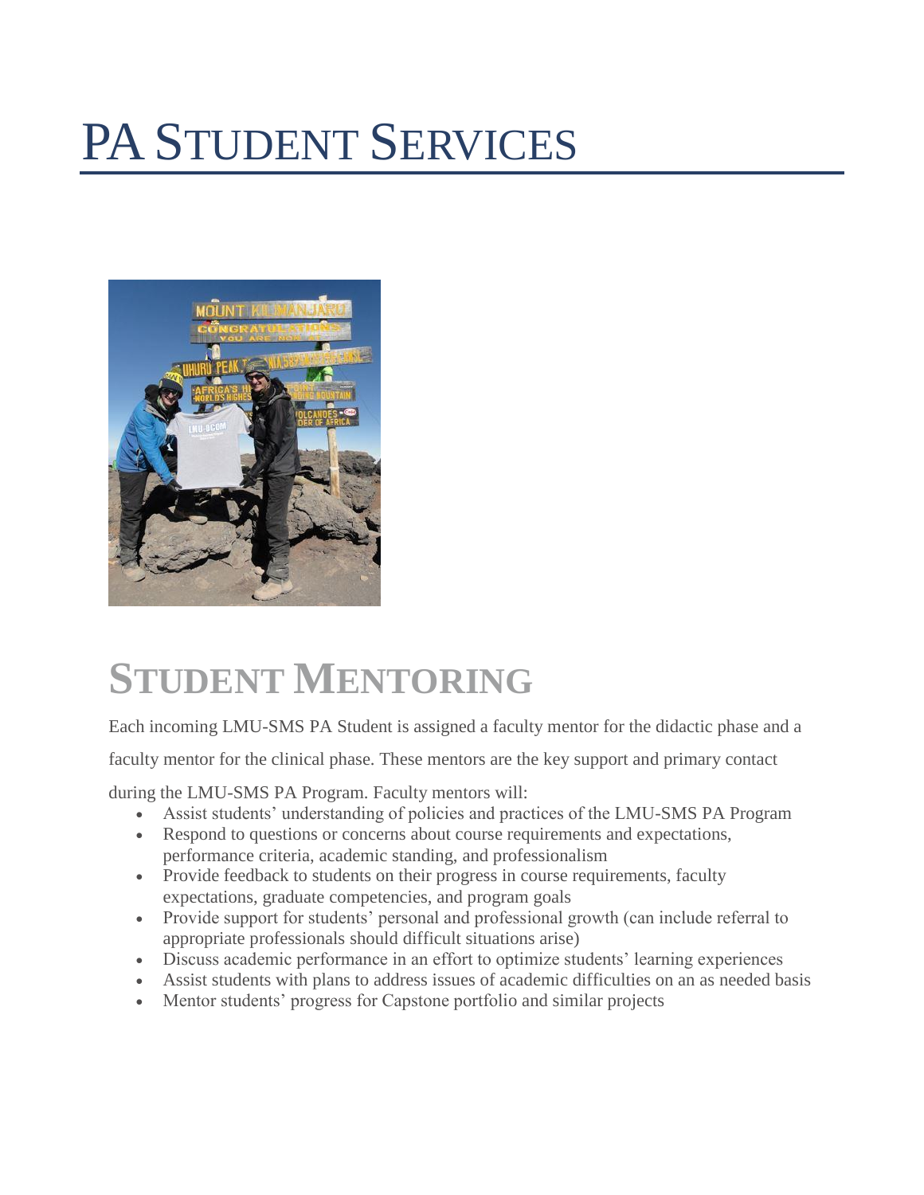# PA Student Services

## Student Mentoring

Each incoming LMU-SMS PA Student is assigned a faculty mentor for the didactic phase and a faculty mentor for the clinical phase. These mentors are the key support and primary contact during the LMU-SMS PA Program. Faculty mentors will:

- Assist students' understanding of policies and practices of the LMU-SMS PA Program
- Respond to questions or concerns about course requirements and expectations, performance criteria, academic standing, and professionalism
- Provide feedback to students on their progress in course requirements, faculty expectations, graduate competencies, and program goals
- Provide support for students' personal and professional growth (can include referral to appropriate professionals should difficult situations arise)
- Discuss academic performance in an effort to optimize students' learning experiences
- Assist students with plans to address issues of academic difficulties on an as needed basis
- Mentor students' progress for Capstone portfolio and similar projects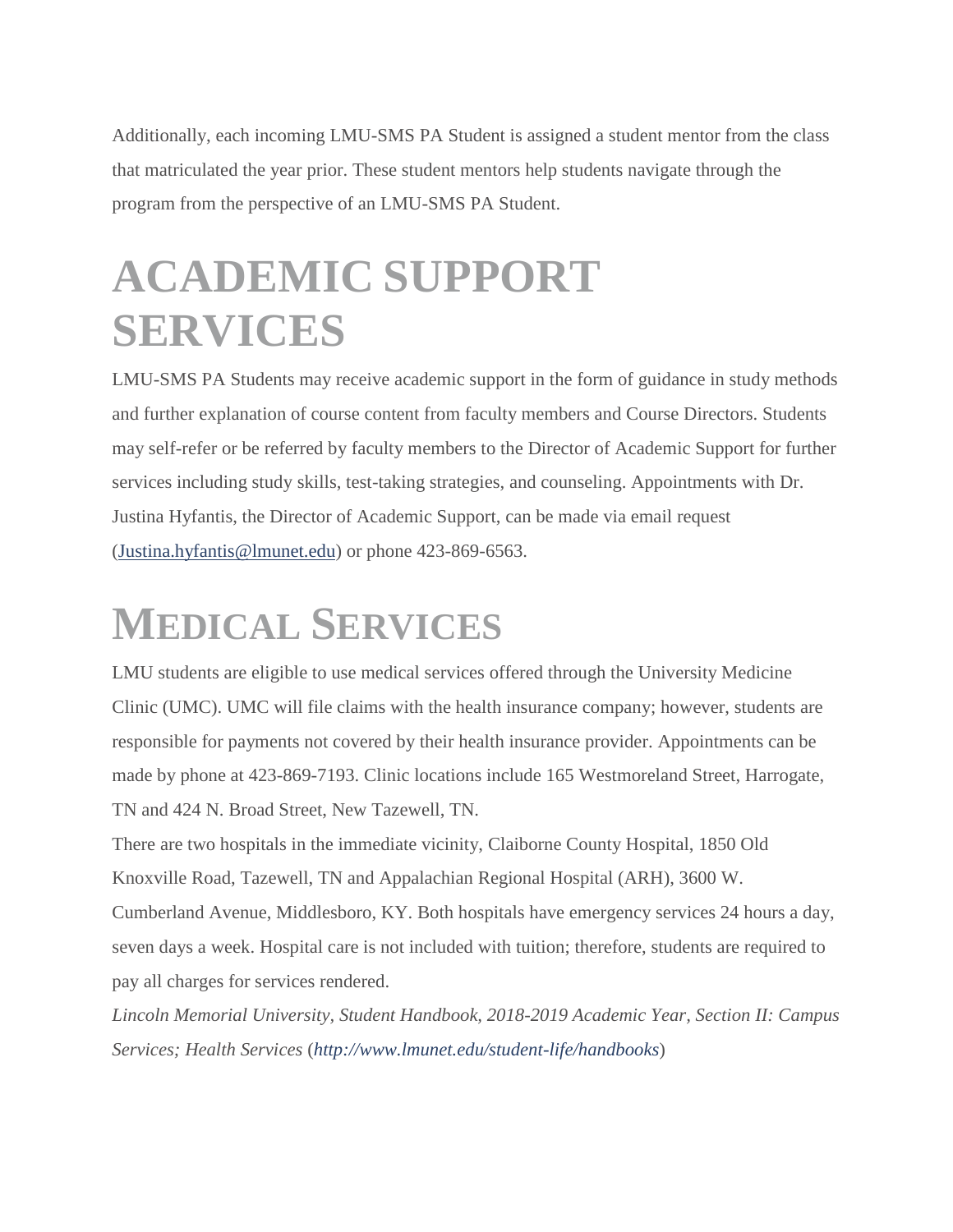Additionally, each incoming LMU-SMS PA Student is assigned a student mentor from the class that matriculated the year prior. These student mentors help students navigate through the program from the perspective of an LMU-SMS PA Student.

# ACADEMIC SUPPORT SERVICES

LMU-SMS PA Students may receive academic support in the form of guidance in study methods and further explanation of course content from faculty members and Course Directors. Students may self-refer or be referred by faculty members to the Director of Academic Support for further services including study skills, test-taking strategies, and counseling. Appointments with Dr. Justina Hyfantis, the Director of Academic Support, can be made via email request (Justina.hyfantis@lmunet.edu) or phone 423-869-6563.

# MEDICAL SERVICES

LMU students are eligible to use medical services offered through the University Medicine Clinic (UMC). UMC will file claims with the health insurance company; however, students are responsible for payments not covered by their health insurance provider. Appointments can be made by phone at 423-869-7193. Clinic locations include 165 Westmoreland Street, Harrogate, TN and 424 N. Broad Street, New Tazewell, TN.

There are two hospitals in the immediate vicinity, Claiborne County Hospital, 1850 Old Knoxville Road, Tazewell, TN and Appalachian Regional Hospital (ARH), 3600 W. Cumberland Avenue, Middlesboro, KY. Both hospitals have emergency services 24 hours a day, seven days a week. Hospital care is not included with tuition; therefore, students are required to pay all charges for services rendered.

*Lincoln Memorial University, Student Handbook, 2018-2019 Academic Year, Section II: Campus Services; Health Services* (*http://www.lmunet.edu/student-life/handbooks*)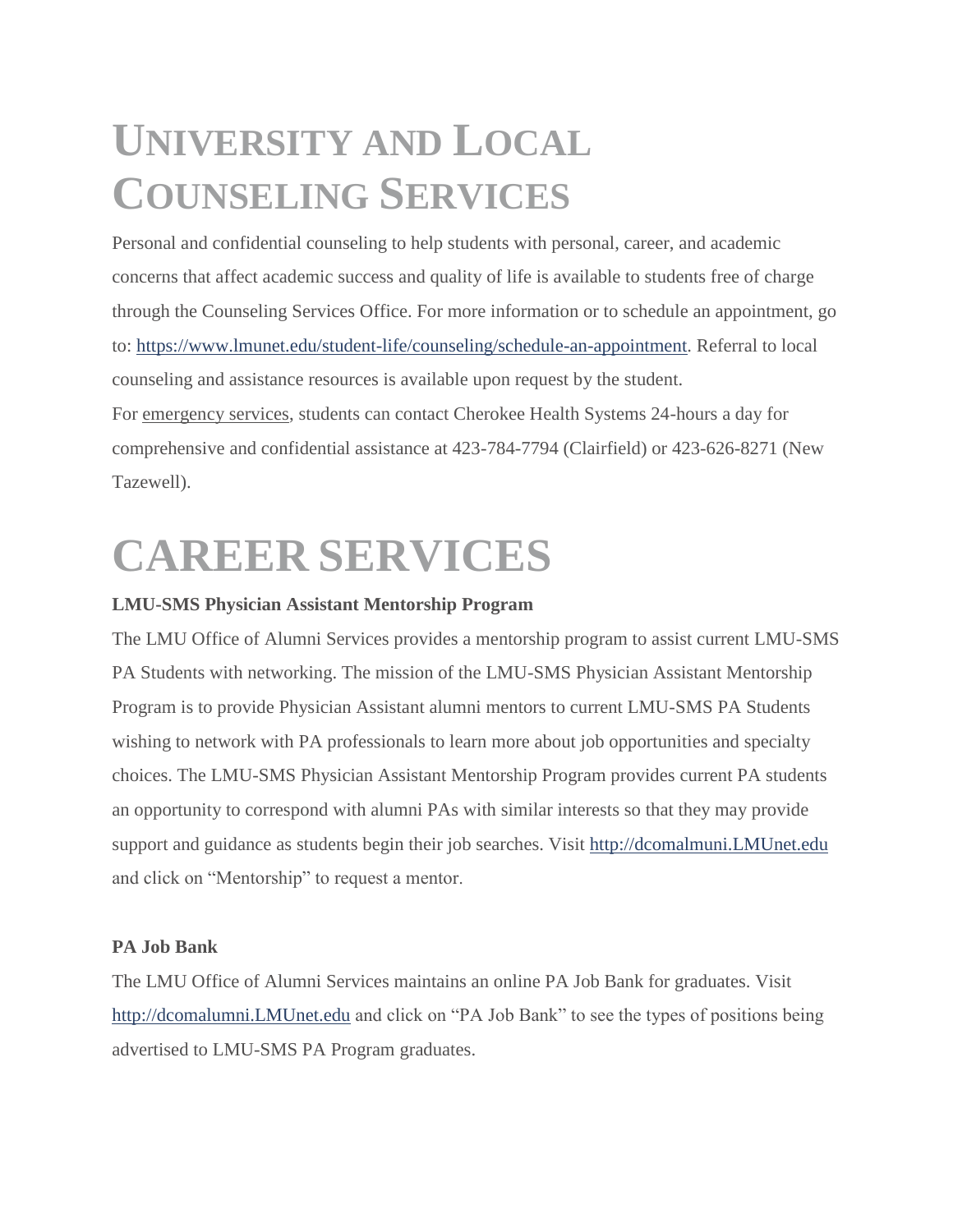# University and Local Counseling Services

Personal and confidential counseling to help students with personal, career, and academic concerns that affect academic success and quality of life is available to students free of charge through the Counseling Services Office. For more information or to schedule an appointment, go to: https://www.lmunet.edu/student-life/counseling/schedule-an-appointment. Referral to local counseling and assistance resources is available upon request by the student.

For emergency services, students can contact Cherokee Health Systems 24-hours a day for comprehensive and confidential assistance at 423-784-7794 (Clairfield) or 423-626-8271 (New Tazewell).

# CAREER SERVICES

**LMU-SMS Physician Assistant Mentorship Program**

The LMU Office of Alumni Services provides a mentorship program to assist current LMU-SMS PA Students with networking. The mission of the LMU-SMS Physician Assistant Mentorship Program is to provide Physician Assistant alumni mentors to current LMU-SMS PA Students wishing to network with PA professionals to learn more about job opportunities and specialty choices. The LMU-SMS Physician Assistant Mentorship Program provides current PA students an opportunity to correspond with alumni PAs with similar interests so that they may provide support and guidance as students begin their job searches. Visit http://dcomalmuni.LMUnet.edu and click on "Mentorship" to request a mentor.

**PA Job Bank**

The LMU Office of Alumni Services maintains an online PA Job Bank for graduates. Visit http://dcomalumni.LMUnet.edu and click on "PA Job Bank" to see the types of positions being advertised to LMU-SMS PA Program graduates.